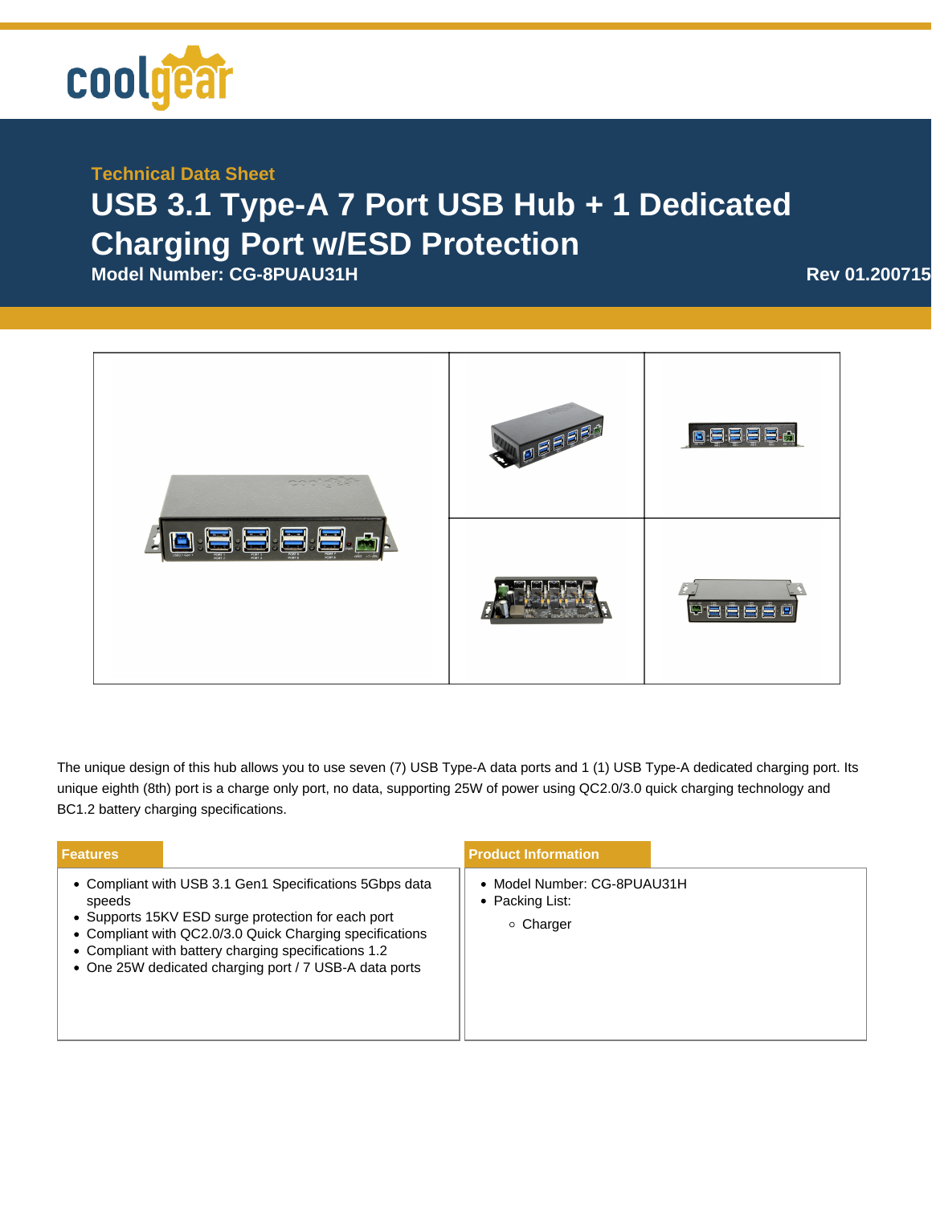Technical Data Sheet

# USB 3.1 Type-A 7 Port USB Hub + 1 Dedicated Charging Port w/ESD Protection

**Model Number: CG-8PUAU31H**

**Rev 01.200715**

The unique design of this hub allows you to use seven (7) USB Type-A data ports and 1 (1) USB Type-A dedicated charging port. Its unique eighth (8th) port is a charge only port, no data, supporting 25W of power using QC2.0/3.0 quick charging technology and BC1.2 battery charging specifications.

## Features

- Compliant with USB 3.1 Gen1 Specifications 5Gbps data speeds
- Supports 15KV ESD surge protection for each port
- Compliant with QC2.0/3.0 Quick Charging specifications
- Compliant with battery charging specifications 1.2
- One 25W dedicated charging port / 7 USB-A data ports

## Product Information

- Model Number: CG-8PUAU31H
- Packing List:
  - Charger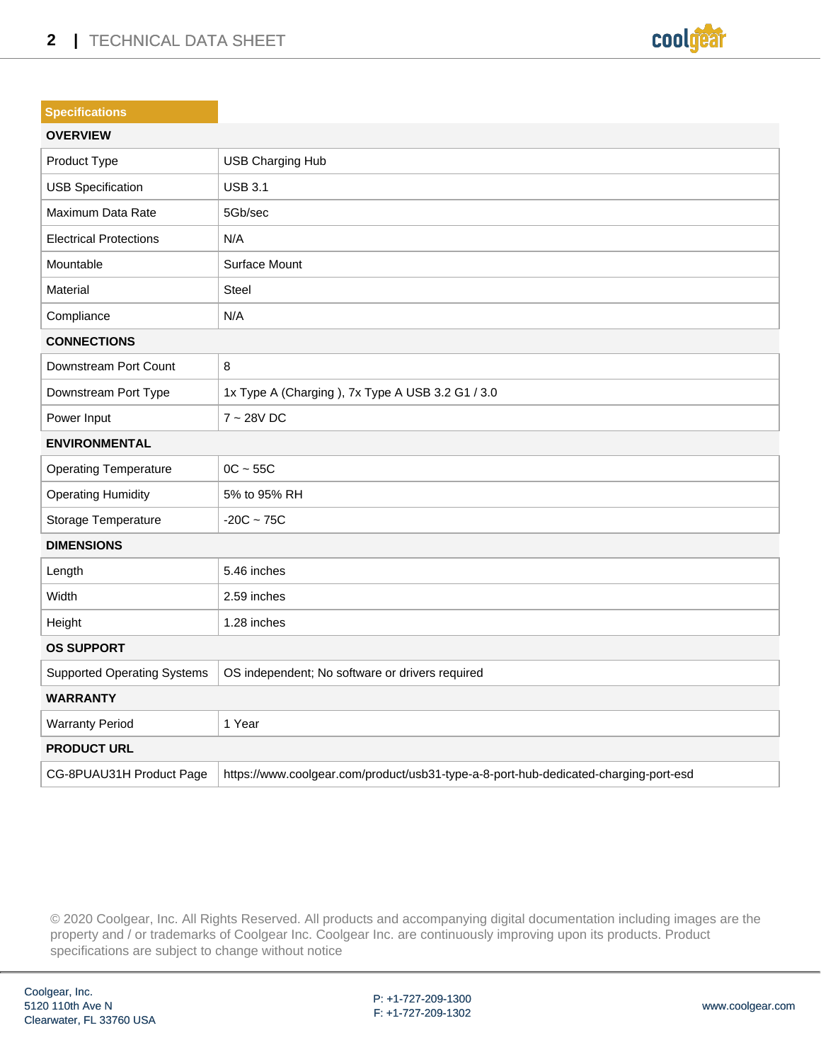## Specifications

| | |
|---|---|
| **OVERVIEW** | |
| Product Type | USB Charging Hub |
| USB Specification | USB 3.1 |
| Maximum Data Rate | 5Gb/sec |
| Electrical Protections | N/A |
| Mountable | Surface Mount |
| Material | Steel |
| Compliance | N/A |
| **CONNECTIONS** | |
| Downstream Port Count | 8 |
| Downstream Port Type | 1x Type A (Charging ), 7x Type A USB 3.2 G1 / 3.0 |
| Power Input | 7 ~ 28V DC |
| **ENVIRONMENTAL** | |
| Operating Temperature | 0C ~ 55C |
| Operating Humidity | 5% to 95% RH |
| Storage Temperature | -20C ~ 75C |
| **DIMENSIONS** | |
| Length | 5.46 inches |
| Width | 2.59 inches |
| Height | 1.28 inches |
| **OS SUPPORT** | |
| Supported Operating Systems | OS independent; No software or drivers required |
| **WARRANTY** | |
| Warranty Period | 1 Year |
| **PRODUCT URL** | |
| CG-8PUAU31H Product Page | https://www.coolgear.com/product/usb31-type-a-8-port-hub-dedicated-charging-port-esd |

© 2020 Coolgear, Inc. All Rights Reserved. All products and accompanying digital documentation including images are the property and / or trademarks of Coolgear Inc. Coolgear Inc. are continuously improving upon its products. Product specifications are subject to change without notice

Coolgear, Inc.
5120 110th Ave N
Clearwater, FL 33760 USA

P: +1-727-209-1300
F: +1-727-209-1302

www.coolgear.com